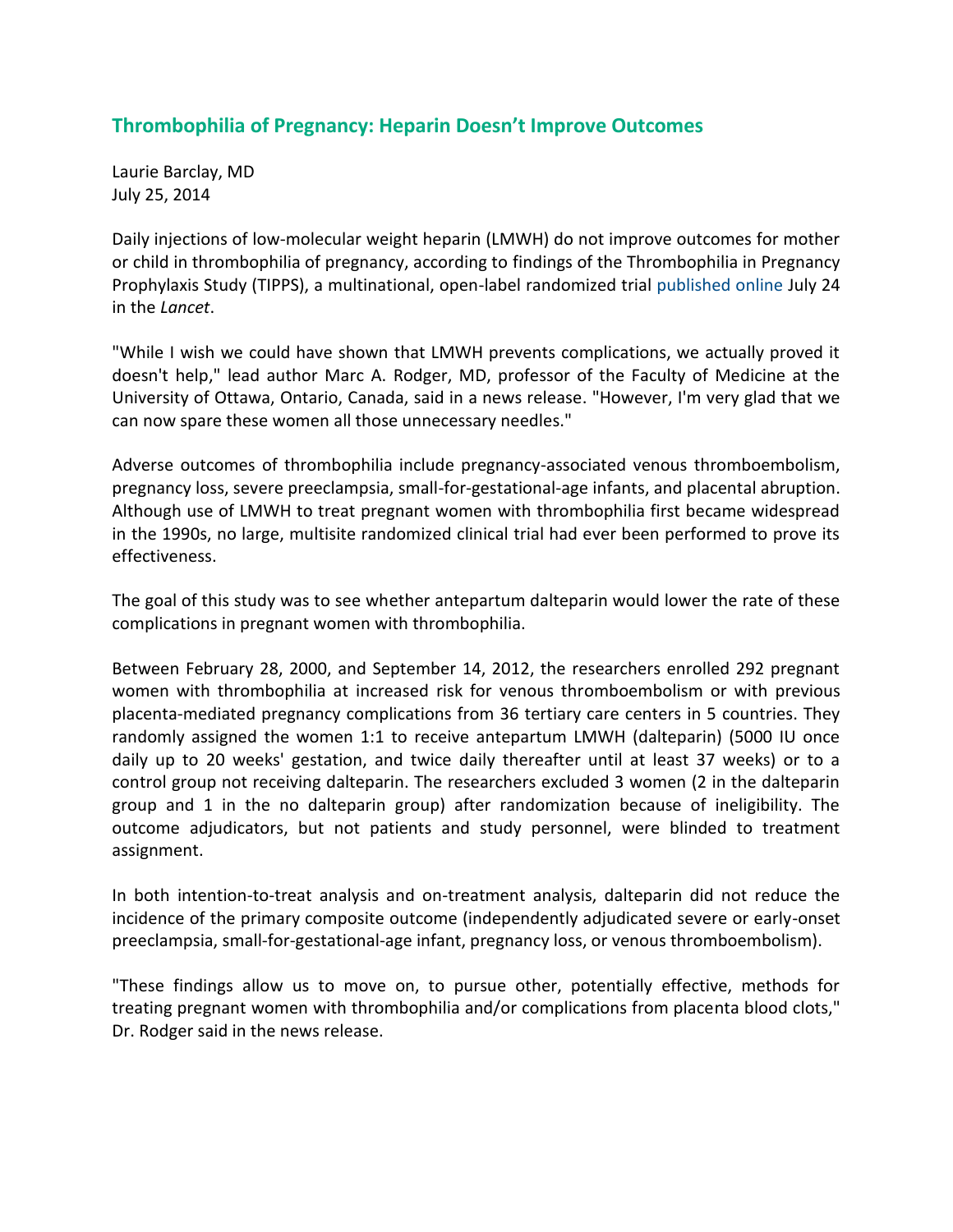# Thrombophilia of Pregnancy: Heparin Doesn't Improve Outcomes

Laurie Barclay, MD
July 25, 2014

Daily injections of low-molecular weight heparin (LMWH) do not improve outcomes for mother or child in thrombophilia of pregnancy, according to findings of the Thrombophilia in Pregnancy Prophylaxis Study (TIPPS), a multinational, open-label randomized trial published online July 24 in the *Lancet*.

"While I wish we could have shown that LMWH prevents complications, we actually proved it doesn't help," lead author Marc A. Rodger, MD, professor of the Faculty of Medicine at the University of Ottawa, Ontario, Canada, said in a news release. "However, I'm very glad that we can now spare these women all those unnecessary needles."

Adverse outcomes of thrombophilia include pregnancy-associated venous thromboembolism, pregnancy loss, severe preeclampsia, small-for-gestational-age infants, and placental abruption. Although use of LMWH to treat pregnant women with thrombophilia first became widespread in the 1990s, no large, multisite randomized clinical trial had ever been performed to prove its effectiveness.

The goal of this study was to see whether antepartum dalteparin would lower the rate of these complications in pregnant women with thrombophilia.

Between February 28, 2000, and September 14, 2012, the researchers enrolled 292 pregnant women with thrombophilia at increased risk for venous thromboembolism or with previous placenta-mediated pregnancy complications from 36 tertiary care centers in 5 countries. They randomly assigned the women 1:1 to receive antepartum LMWH (dalteparin) (5000 IU once daily up to 20 weeks' gestation, and twice daily thereafter until at least 37 weeks) or to a control group not receiving dalteparin. The researchers excluded 3 women (2 in the dalteparin group and 1 in the no dalteparin group) after randomization because of ineligibility. The outcome adjudicators, but not patients and study personnel, were blinded to treatment assignment.

In both intention-to-treat analysis and on-treatment analysis, dalteparin did not reduce the incidence of the primary composite outcome (independently adjudicated severe or early-onset preeclampsia, small-for-gestational-age infant, pregnancy loss, or venous thromboembolism).

"These findings allow us to move on, to pursue other, potentially effective, methods for treating pregnant women with thrombophilia and/or complications from placenta blood clots," Dr. Rodger said in the news release.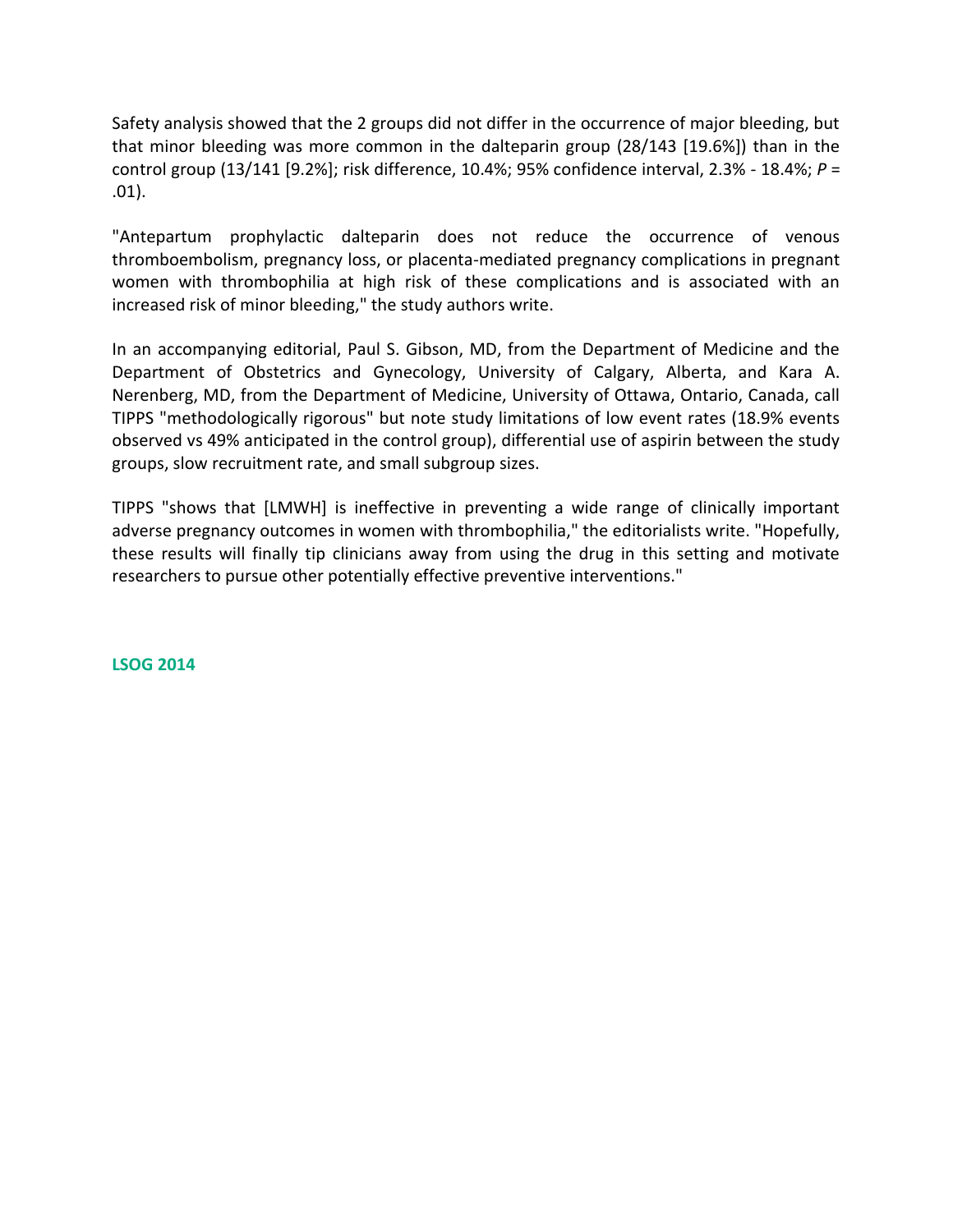Safety analysis showed that the 2 groups did not differ in the occurrence of major bleeding, but that minor bleeding was more common in the dalteparin group (28/143 [19.6%]) than in the control group (13/141 [9.2%]; risk difference, 10.4%; 95% confidence interval, 2.3% - 18.4%; *P* = .01).

"Antepartum prophylactic dalteparin does not reduce the occurrence of venous thromboembolism, pregnancy loss, or placenta-mediated pregnancy complications in pregnant women with thrombophilia at high risk of these complications and is associated with an increased risk of minor bleeding," the study authors write.

In an accompanying editorial, Paul S. Gibson, MD, from the Department of Medicine and the Department of Obstetrics and Gynecology, University of Calgary, Alberta, and Kara A. Nerenberg, MD, from the Department of Medicine, University of Ottawa, Ontario, Canada, call TIPPS "methodologically rigorous" but note study limitations of low event rates (18.9% events observed vs 49% anticipated in the control group), differential use of aspirin between the study groups, slow recruitment rate, and small subgroup sizes.

TIPPS "shows that [LMWH] is ineffective in preventing a wide range of clinically important adverse pregnancy outcomes in women with thrombophilia," the editorialists write. "Hopefully, these results will finally tip clinicians away from using the drug in this setting and motivate researchers to pursue other potentially effective preventive interventions."

**LSOG 2014**